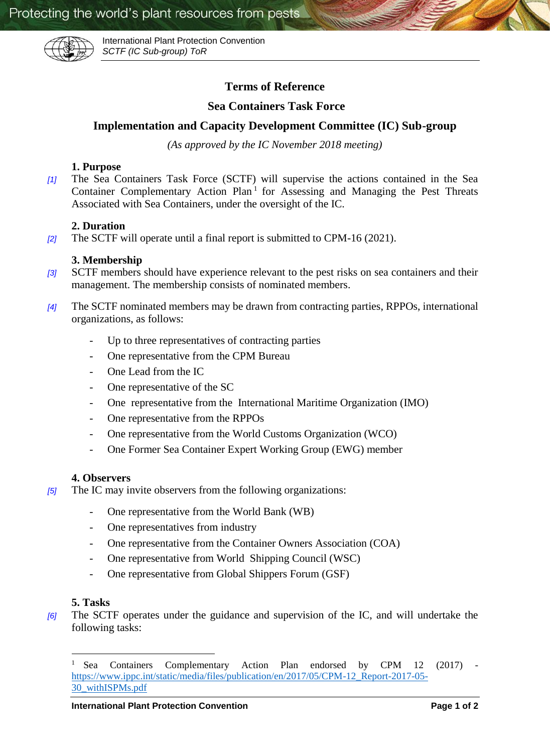# Terms of Reference

## Sea Containers Task Force

## Implementation and Capacity Development Committee (IC) Sub-group

*(As approved by the IC November 2018 meeting)*

### 1. Purpose

[1] The Sea Containers Task Force (SCTF) will supervise the actions contained in the Sea Container Complementary Action Plan[1] for Assessing and Managing the Pest Threats Associated with Sea Containers, under the oversight of the IC.

### 2. Duration

[2] The SCTF will operate until a final report is submitted to CPM-16 (2021).

### 3. Membership

[3] SCTF members should have experience relevant to the pest risks on sea containers and their management. The membership consists of nominated members.

[4] The SCTF nominated members may be drawn from contracting parties, RPPOs, international organizations, as follows:

- Up to three representatives of contracting parties
- One representative from the CPM Bureau
- One Lead from the IC
- One representative of the SC
- One representative from the International Maritime Organization (IMO)
- One representative from the RPPOs
- One representative from the World Customs Organization (WCO)
- One Former Sea Container Expert Working Group (EWG) member

### 4. Observers

[5] The IC may invite observers from the following organizations:

- One representative from the World Bank (WB)
- One representatives from industry
- One representative from the Container Owners Association (COA)
- One representative from World Shipping Council (WSC)
- One representative from Global Shippers Forum (GSF)

### 5. Tasks

[6] The SCTF operates under the guidance and supervision of the IC, and will undertake the following tasks:

---

[1] Sea Containers Complementary Action Plan endorsed by CPM 12 (2017) - https://www.ippc.int/static/media/files/publication/en/2017/05/CPM-12_Report-2017-05-30_withISPMs.pdf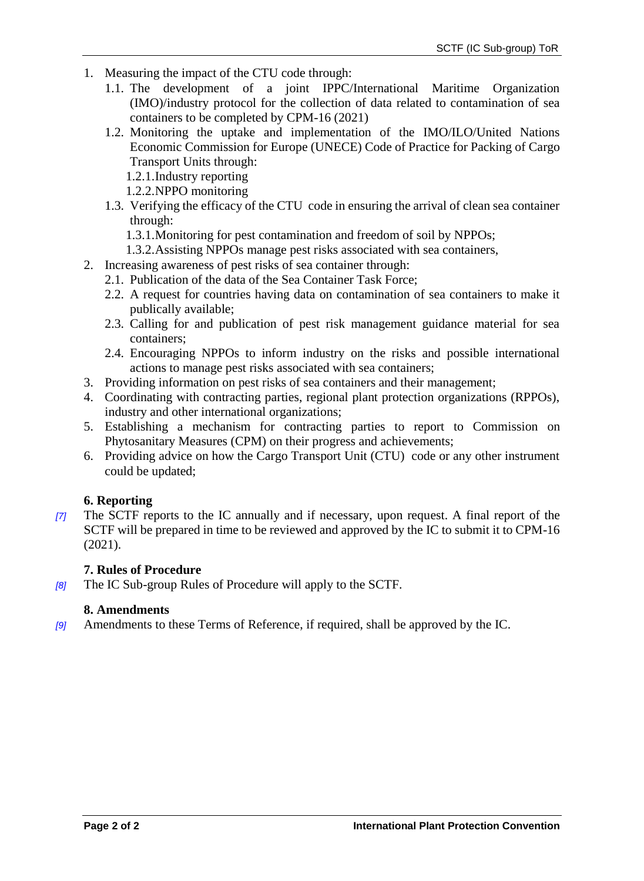1. Measuring the impact of the CTU code through:
   1.1. The development of a joint IPPC/International Maritime Organization (IMO)/industry protocol for the collection of data related to contamination of sea containers to be completed by CPM-16 (2021)
   1.2. Monitoring the uptake and implementation of the IMO/ILO/United Nations Economic Commission for Europe (UNECE) Code of Practice for Packing of Cargo Transport Units through:
      1.2.1. Industry reporting
      1.2.2. NPPO monitoring
   1.3. Verifying the efficacy of the CTU code in ensuring the arrival of clean sea container through:
      1.3.1. Monitoring for pest contamination and freedom of soil by NPPOs;
      1.3.2. Assisting NPPOs manage pest risks associated with sea containers,
2. Increasing awareness of pest risks of sea container through:
   2.1. Publication of the data of the Sea Container Task Force;
   2.2. A request for countries having data on contamination of sea containers to make it publically available;
   2.3. Calling for and publication of pest risk management guidance material for sea containers;
   2.4. Encouraging NPPOs to inform industry on the risks and possible international actions to manage pest risks associated with sea containers;
3. Providing information on pest risks of sea containers and their management;
4. Coordinating with contracting parties, regional plant protection organizations (RPPOs), industry and other international organizations;
5. Establishing a mechanism for contracting parties to report to Commission on Phytosanitary Measures (CPM) on their progress and achievements;
6. Providing advice on how the Cargo Transport Unit (CTU) code or any other instrument could be updated;

### 6. Reporting

[7] The SCTF reports to the IC annually and if necessary, upon request. A final report of the SCTF will be prepared in time to be reviewed and approved by the IC to submit it to CPM-16 (2021).

### 7. Rules of Procedure

[8] The IC Sub-group Rules of Procedure will apply to the SCTF.

### 8. Amendments

[9] Amendments to these Terms of Reference, if required, shall be approved by the IC.